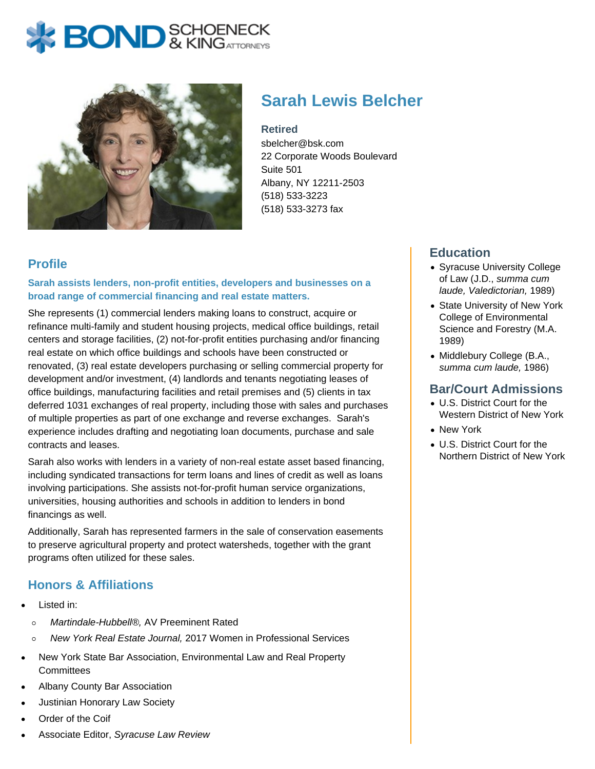# Sarah Lewis Belcher

**Retired**
sbelcher@bsk.com
22 Corporate Woods Boulevard
Suite 501
Albany, NY 12211-2503
(518) 533-3223
(518) 533-3273 fax

## Profile

**Sarah assists lenders, non-profit entities, developers and businesses on a broad range of commercial financing and real estate matters.**

She represents (1) commercial lenders making loans to construct, acquire or refinance multi-family and student housing projects, medical office buildings, retail centers and storage facilities, (2) not-for-profit entities purchasing and/or financing real estate on which office buildings and schools have been constructed or renovated, (3) real estate developers purchasing or selling commercial property for development and/or investment, (4) landlords and tenants negotiating leases of office buildings, manufacturing facilities and retail premises and (5) clients in tax deferred 1031 exchanges of real property, including those with sales and purchases of multiple properties as part of one exchange and reverse exchanges. Sarah's experience includes drafting and negotiating loan documents, purchase and sale contracts and leases.

Sarah also works with lenders in a variety of non-real estate asset based financing, including syndicated transactions for term loans and lines of credit as well as loans involving participations. She assists not-for-profit human service organizations, universities, housing authorities and schools in addition to lenders in bond financings as well.

Additionally, Sarah has represented farmers in the sale of conservation easements to preserve agricultural property and protect watersheds, together with the grant programs often utilized for these sales.

## Honors & Affiliations

- Listed in:
  - *Martindale-Hubbell®,* AV Preeminent Rated
  - *New York Real Estate Journal,* 2017 Women in Professional Services
- New York State Bar Association, Environmental Law and Real Property Committees
- Albany County Bar Association
- Justinian Honorary Law Society
- Order of the Coif
- Associate Editor, *Syracuse Law Review*

## Education

- Syracuse University College of Law (J.D., *summa cum laude, Valedictorian,* 1989)
- State University of New York College of Environmental Science and Forestry (M.A. 1989)
- Middlebury College (B.A., *summa cum laude,* 1986)

## Bar/Court Admissions

- U.S. District Court for the Western District of New York
- New York
- U.S. District Court for the Northern District of New York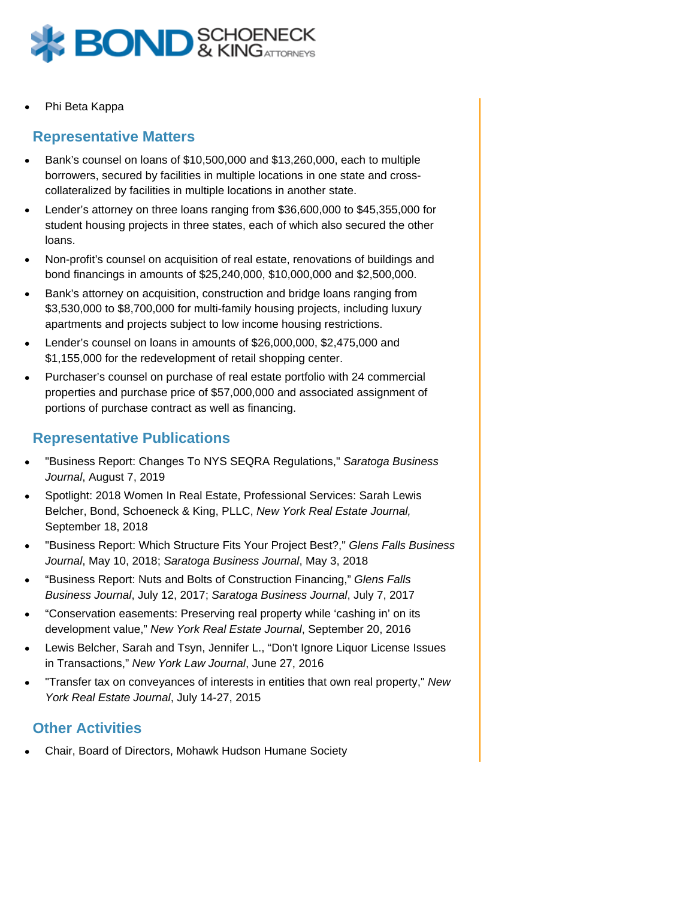- Phi Beta Kappa

## Representative Matters

- Bank's counsel on loans of $10,500,000 and $13,260,000, each to multiple borrowers, secured by facilities in multiple locations in one state and cross-collateralized by facilities in multiple locations in another state.
- Lender's attorney on three loans ranging from $36,600,000 to $45,355,000 for student housing projects in three states, each of which also secured the other loans.
- Non-profit's counsel on acquisition of real estate, renovations of buildings and bond financings in amounts of $25,240,000, $10,000,000 and $2,500,000.
- Bank's attorney on acquisition, construction and bridge loans ranging from $3,530,000 to $8,700,000 for multi-family housing projects, including luxury apartments and projects subject to low income housing restrictions.
- Lender's counsel on loans in amounts of $26,000,000, $2,475,000 and $1,155,000 for the redevelopment of retail shopping center.
- Purchaser's counsel on purchase of real estate portfolio with 24 commercial properties and purchase price of $57,000,000 and associated assignment of portions of purchase contract as well as financing.

## Representative Publications

- "Business Report: Changes To NYS SEQRA Regulations," *Saratoga Business Journal*, August 7, 2019
- Spotlight: 2018 Women In Real Estate, Professional Services: Sarah Lewis Belcher, Bond, Schoeneck & King, PLLC, *New York Real Estate Journal,* September 18, 2018
- "Business Report: Which Structure Fits Your Project Best?," *Glens Falls Business Journal*, May 10, 2018; *Saratoga Business Journal*, May 3, 2018
- "Business Report: Nuts and Bolts of Construction Financing," *Glens Falls Business Journal*, July 12, 2017; *Saratoga Business Journal*, July 7, 2017
- "Conservation easements: Preserving real property while 'cashing in' on its development value," *New York Real Estate Journal*, September 20, 2016
- Lewis Belcher, Sarah and Tsyn, Jennifer L., "Don't Ignore Liquor License Issues in Transactions," *New York Law Journal*, June 27, 2016
- "Transfer tax on conveyances of interests in entities that own real property," *New York Real Estate Journal*, July 14-27, 2015

## Other Activities

- Chair, Board of Directors, Mohawk Hudson Humane Society